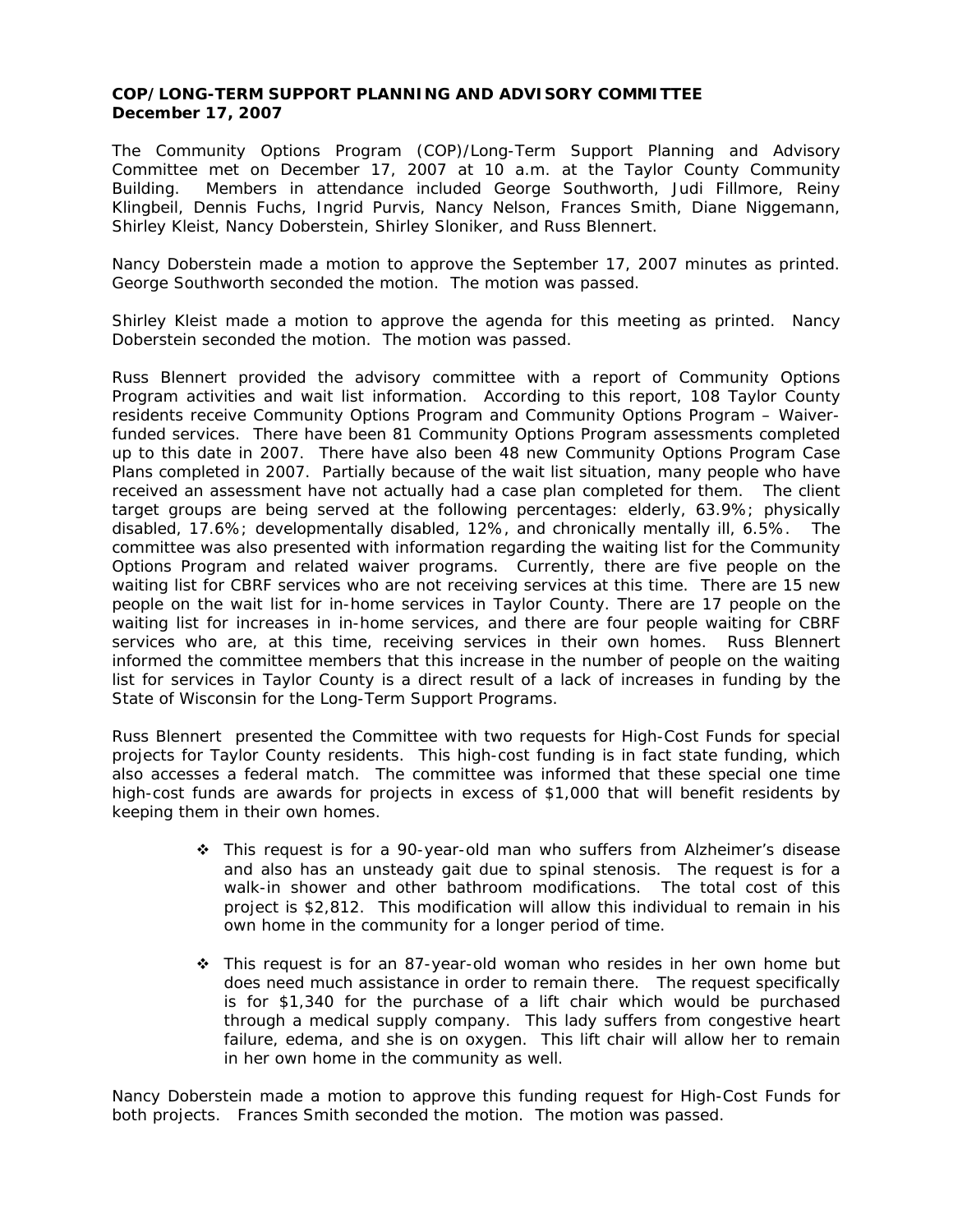**COP/LONG-TERM SUPPORT PLANNING AND ADVISORY COMMITTEE**
**December 17, 2007**

The Community Options Program (COP)/Long-Term Support Planning and Advisory Committee met on December 17, 2007 at 10 a.m. at the Taylor County Community Building. Members in attendance included George Southworth, Judi Fillmore, Reiny Klingbeil, Dennis Fuchs, Ingrid Purvis, Nancy Nelson, Frances Smith, Diane Niggemann, Shirley Kleist, Nancy Doberstein, Shirley Sloniker, and Russ Blennert.

Nancy Doberstein made a motion to approve the September 17, 2007 minutes as printed. George Southworth seconded the motion. The motion was passed.

Shirley Kleist made a motion to approve the agenda for this meeting as printed. Nancy Doberstein seconded the motion. The motion was passed.

Russ Blennert provided the advisory committee with a report of Community Options Program activities and wait list information. According to this report, 108 Taylor County residents receive Community Options Program and Community Options Program – Waiver-funded services. There have been 81 Community Options Program assessments completed up to this date in 2007. There have also been 48 new Community Options Program Case Plans completed in 2007. Partially because of the wait list situation, many people who have received an assessment have not actually had a case plan completed for them. The client target groups are being served at the following percentages: elderly, 63.9%; physically disabled, 17.6%; developmentally disabled, 12%, and chronically mentally ill, 6.5%. The committee was also presented with information regarding the waiting list for the Community Options Program and related waiver programs. Currently, there are five people on the waiting list for CBRF services who are not receiving services at this time. There are 15 new people on the wait list for in-home services in Taylor County. There are 17 people on the waiting list for increases in in-home services, and there are four people waiting for CBRF services who are, at this time, receiving services in their own homes. Russ Blennert informed the committee members that this increase in the number of people on the waiting list for services in Taylor County is a direct result of a lack of increases in funding by the State of Wisconsin for the Long-Term Support Programs.

Russ Blennert presented the Committee with two requests for High-Cost Funds for special projects for Taylor County residents. This high-cost funding is in fact state funding, which also accesses a federal match. The committee was informed that these special one time high-cost funds are awards for projects in excess of $1,000 that will benefit residents by keeping them in their own homes.

- This request is for a 90-year-old man who suffers from Alzheimer's disease and also has an unsteady gait due to spinal stenosis. The request is for a walk-in shower and other bathroom modifications. The total cost of this project is $2,812. This modification will allow this individual to remain in his own home in the community for a longer period of time.

- This request is for an 87-year-old woman who resides in her own home but does need much assistance in order to remain there. The request specifically is for $1,340 for the purchase of a lift chair which would be purchased through a medical supply company. This lady suffers from congestive heart failure, edema, and she is on oxygen. This lift chair will allow her to remain in her own home in the community as well.

Nancy Doberstein made a motion to approve this funding request for High-Cost Funds for both projects. Frances Smith seconded the motion. The motion was passed.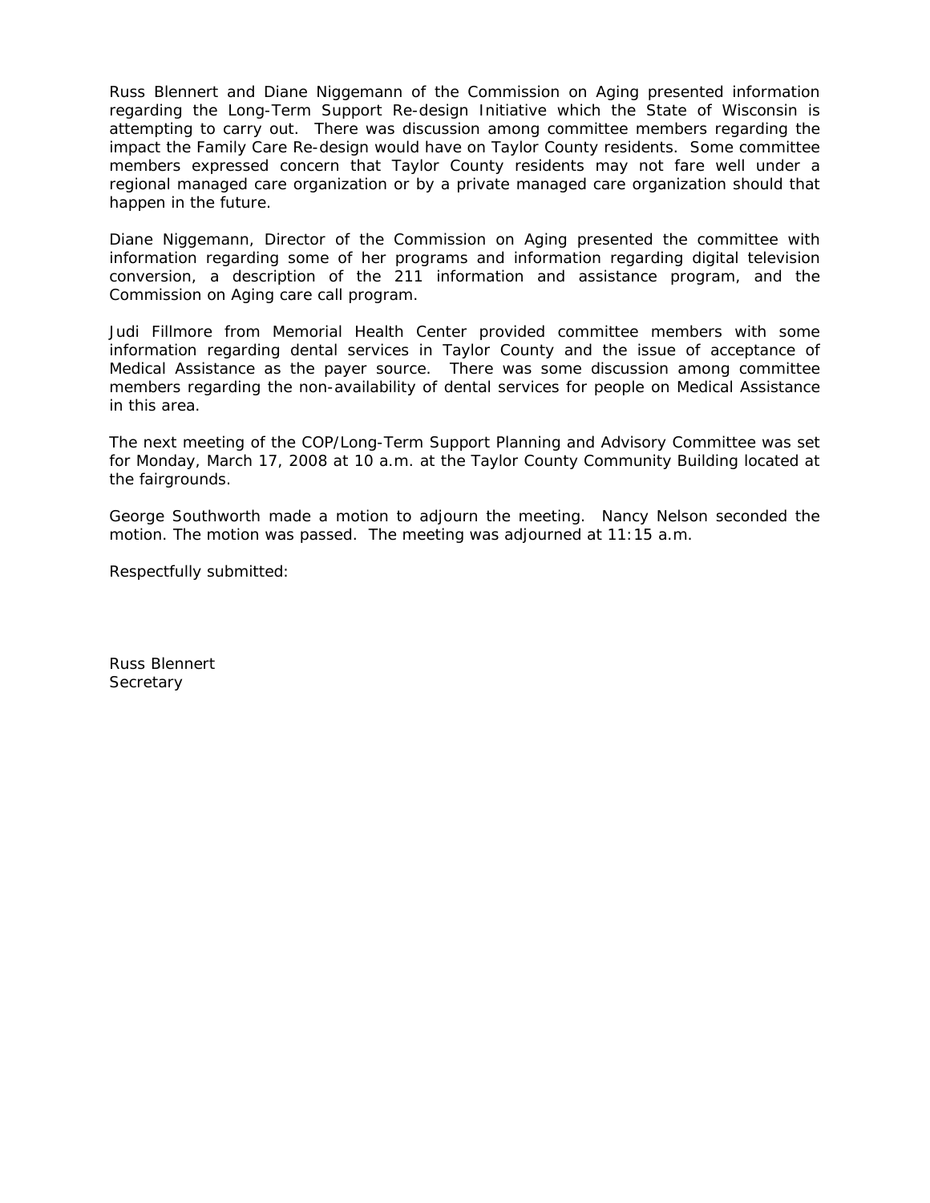Russ Blennert and Diane Niggemann of the Commission on Aging presented information regarding the Long-Term Support Re-design Initiative which the State of Wisconsin is attempting to carry out. There was discussion among committee members regarding the impact the Family Care Re-design would have on Taylor County residents. Some committee members expressed concern that Taylor County residents may not fare well under a regional managed care organization or by a private managed care organization should that happen in the future.

Diane Niggemann, Director of the Commission on Aging presented the committee with information regarding some of her programs and information regarding digital television conversion, a description of the 211 information and assistance program, and the Commission on Aging care call program.

Judi Fillmore from Memorial Health Center provided committee members with some information regarding dental services in Taylor County and the issue of acceptance of Medical Assistance as the payer source. There was some discussion among committee members regarding the non-availability of dental services for people on Medical Assistance in this area.

The next meeting of the COP/Long-Term Support Planning and Advisory Committee was set for Monday, March 17, 2008 at 10 a.m. at the Taylor County Community Building located at the fairgrounds.

George Southworth made a motion to adjourn the meeting. Nancy Nelson seconded the motion. The motion was passed. The meeting was adjourned at 11:15 a.m.

Respectfully submitted:

Russ Blennert
Secretary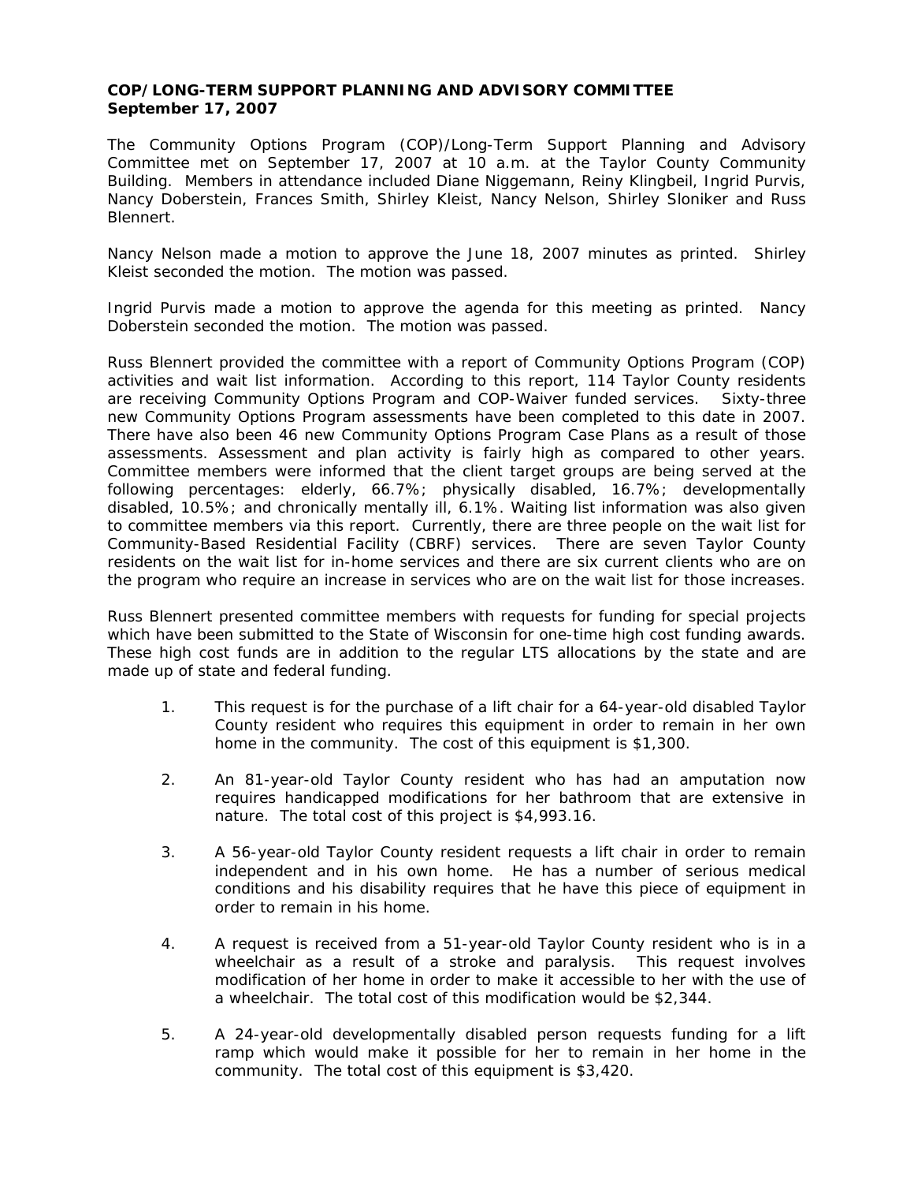**COP/LONG-TERM SUPPORT PLANNING AND ADVISORY COMMITTEE**
**September 17, 2007**

The Community Options Program (COP)/Long-Term Support Planning and Advisory Committee met on September 17, 2007 at 10 a.m. at the Taylor County Community Building. Members in attendance included Diane Niggemann, Reiny Klingbeil, Ingrid Purvis, Nancy Doberstein, Frances Smith, Shirley Kleist, Nancy Nelson, Shirley Sloniker and Russ Blennert.

Nancy Nelson made a motion to approve the June 18, 2007 minutes as printed. Shirley Kleist seconded the motion. The motion was passed.

Ingrid Purvis made a motion to approve the agenda for this meeting as printed. Nancy Doberstein seconded the motion. The motion was passed.

Russ Blennert provided the committee with a report of Community Options Program (COP) activities and wait list information. According to this report, 114 Taylor County residents are receiving Community Options Program and COP-Waiver funded services. Sixty-three new Community Options Program assessments have been completed to this date in 2007. There have also been 46 new Community Options Program Case Plans as a result of those assessments. Assessment and plan activity is fairly high as compared to other years. Committee members were informed that the client target groups are being served at the following percentages: elderly, 66.7%; physically disabled, 16.7%; developmentally disabled, 10.5%; and chronically mentally ill, 6.1%. Waiting list information was also given to committee members via this report. Currently, there are three people on the wait list for Community-Based Residential Facility (CBRF) services. There are seven Taylor County residents on the wait list for in-home services and there are six current clients who are on the program who require an increase in services who are on the wait list for those increases.

Russ Blennert presented committee members with requests for funding for special projects which have been submitted to the State of Wisconsin for one-time high cost funding awards. These high cost funds are in addition to the regular LTS allocations by the state and are made up of state and federal funding.

1. This request is for the purchase of a lift chair for a 64-year-old disabled Taylor County resident who requires this equipment in order to remain in her own home in the community. The cost of this equipment is $1,300.

2. An 81-year-old Taylor County resident who has had an amputation now requires handicapped modifications for her bathroom that are extensive in nature. The total cost of this project is $4,993.16.

3. A 56-year-old Taylor County resident requests a lift chair in order to remain independent and in his own home. He has a number of serious medical conditions and his disability requires that he have this piece of equipment in order to remain in his home.

4. A request is received from a 51-year-old Taylor County resident who is in a wheelchair as a result of a stroke and paralysis. This request involves modification of her home in order to make it accessible to her with the use of a wheelchair. The total cost of this modification would be $2,344.

5. A 24-year-old developmentally disabled person requests funding for a lift ramp which would make it possible for her to remain in her home in the community. The total cost of this equipment is $3,420.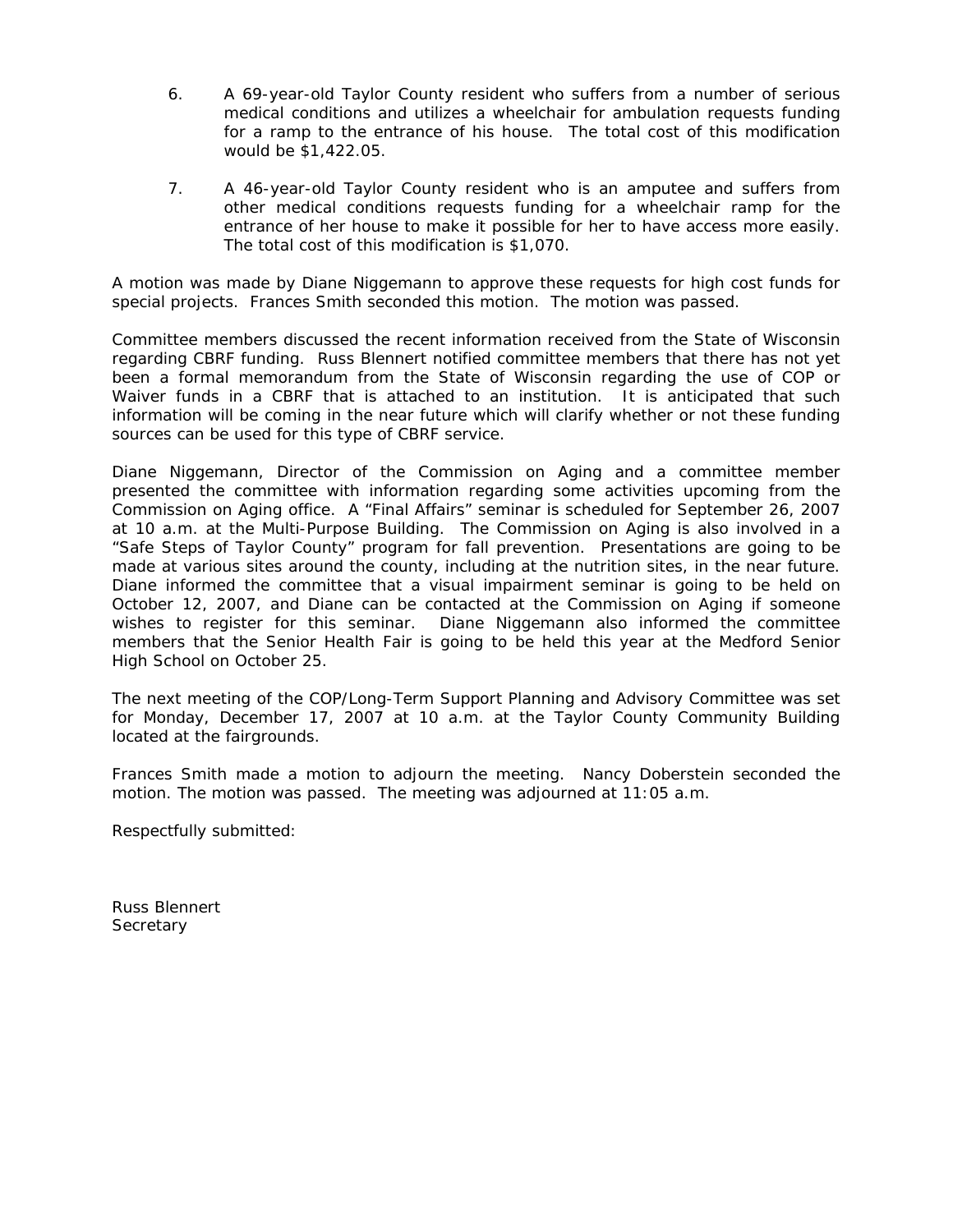6. A 69-year-old Taylor County resident who suffers from a number of serious medical conditions and utilizes a wheelchair for ambulation requests funding for a ramp to the entrance of his house. The total cost of this modification would be $1,422.05.

7. A 46-year-old Taylor County resident who is an amputee and suffers from other medical conditions requests funding for a wheelchair ramp for the entrance of her house to make it possible for her to have access more easily. The total cost of this modification is $1,070.

A motion was made by Diane Niggemann to approve these requests for high cost funds for special projects. Frances Smith seconded this motion. The motion was passed.

Committee members discussed the recent information received from the State of Wisconsin regarding CBRF funding. Russ Blennert notified committee members that there has not yet been a formal memorandum from the State of Wisconsin regarding the use of COP or Waiver funds in a CBRF that is attached to an institution. It is anticipated that such information will be coming in the near future which will clarify whether or not these funding sources can be used for this type of CBRF service.

Diane Niggemann, Director of the Commission on Aging and a committee member presented the committee with information regarding some activities upcoming from the Commission on Aging office. A "Final Affairs" seminar is scheduled for September 26, 2007 at 10 a.m. at the Multi-Purpose Building. The Commission on Aging is also involved in a "Safe Steps of Taylor County" program for fall prevention. Presentations are going to be made at various sites around the county, including at the nutrition sites, in the near future. Diane informed the committee that a visual impairment seminar is going to be held on October 12, 2007, and Diane can be contacted at the Commission on Aging if someone wishes to register for this seminar. Diane Niggemann also informed the committee members that the Senior Health Fair is going to be held this year at the Medford Senior High School on October 25.

The next meeting of the COP/Long-Term Support Planning and Advisory Committee was set for Monday, December 17, 2007 at 10 a.m. at the Taylor County Community Building located at the fairgrounds.

Frances Smith made a motion to adjourn the meeting. Nancy Doberstein seconded the motion. The motion was passed. The meeting was adjourned at 11:05 a.m.

Respectfully submitted:

Russ Blennert
Secretary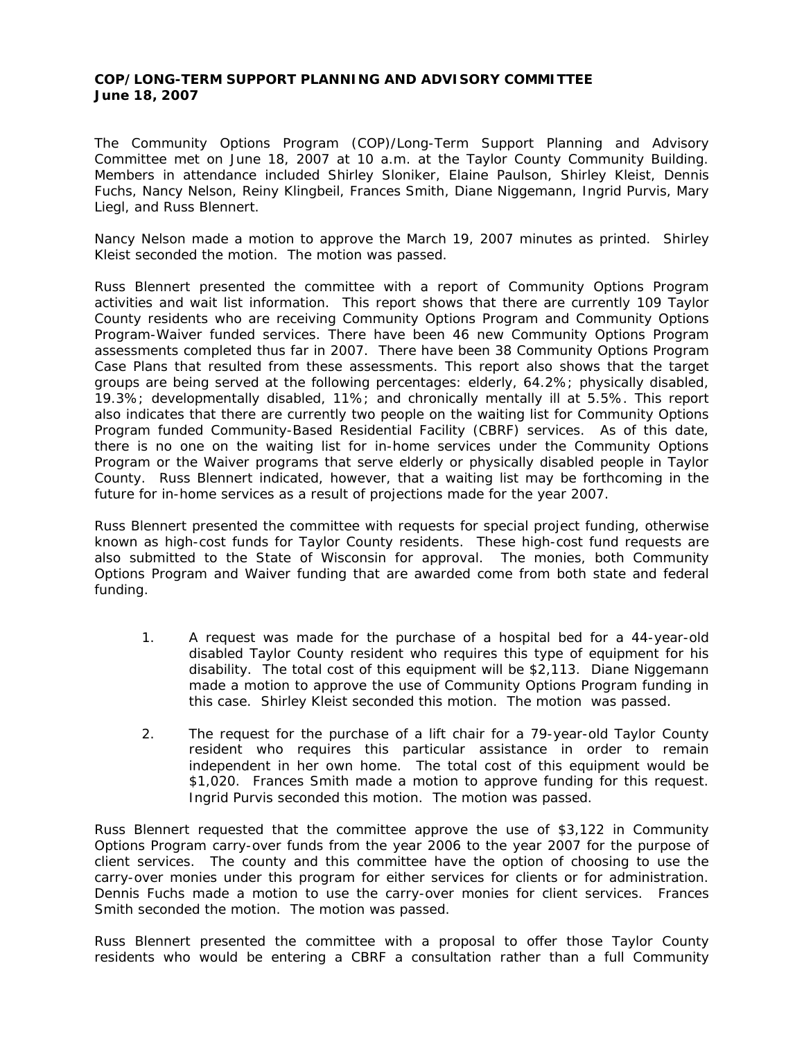**COP/LONG-TERM SUPPORT PLANNING AND ADVISORY COMMITTEE**
**June 18, 2007**

The Community Options Program (COP)/Long-Term Support Planning and Advisory Committee met on June 18, 2007 at 10 a.m. at the Taylor County Community Building. Members in attendance included Shirley Sloniker, Elaine Paulson, Shirley Kleist, Dennis Fuchs, Nancy Nelson, Reiny Klingbeil, Frances Smith, Diane Niggemann, Ingrid Purvis, Mary Liegl, and Russ Blennert.

Nancy Nelson made a motion to approve the March 19, 2007 minutes as printed. Shirley Kleist seconded the motion. The motion was passed.

Russ Blennert presented the committee with a report of Community Options Program activities and wait list information. This report shows that there are currently 109 Taylor County residents who are receiving Community Options Program and Community Options Program-Waiver funded services. There have been 46 new Community Options Program assessments completed thus far in 2007. There have been 38 Community Options Program Case Plans that resulted from these assessments. This report also shows that the target groups are being served at the following percentages: elderly, 64.2%; physically disabled, 19.3%; developmentally disabled, 11%; and chronically mentally ill at 5.5%. This report also indicates that there are currently two people on the waiting list for Community Options Program funded Community-Based Residential Facility (CBRF) services. As of this date, there is no one on the waiting list for in-home services under the Community Options Program or the Waiver programs that serve elderly or physically disabled people in Taylor County. Russ Blennert indicated, however, that a waiting list may be forthcoming in the future for in-home services as a result of projections made for the year 2007.

Russ Blennert presented the committee with requests for special project funding, otherwise known as high-cost funds for Taylor County residents. These high-cost fund requests are also submitted to the State of Wisconsin for approval. The monies, both Community Options Program and Waiver funding that are awarded come from both state and federal funding.

1. A request was made for the purchase of a hospital bed for a 44-year-old disabled Taylor County resident who requires this type of equipment for his disability. The total cost of this equipment will be $2,113. Diane Niggemann made a motion to approve the use of Community Options Program funding in this case. Shirley Kleist seconded this motion. The motion was passed.

2. The request for the purchase of a lift chair for a 79-year-old Taylor County resident who requires this particular assistance in order to remain independent in her own home. The total cost of this equipment would be $1,020. Frances Smith made a motion to approve funding for this request. Ingrid Purvis seconded this motion. The motion was passed.

Russ Blennert requested that the committee approve the use of $3,122 in Community Options Program carry-over funds from the year 2006 to the year 2007 for the purpose of client services. The county and this committee have the option of choosing to use the carry-over monies under this program for either services for clients or for administration. Dennis Fuchs made a motion to use the carry-over monies for client services. Frances Smith seconded the motion. The motion was passed.

Russ Blennert presented the committee with a proposal to offer those Taylor County residents who would be entering a CBRF a consultation rather than a full Community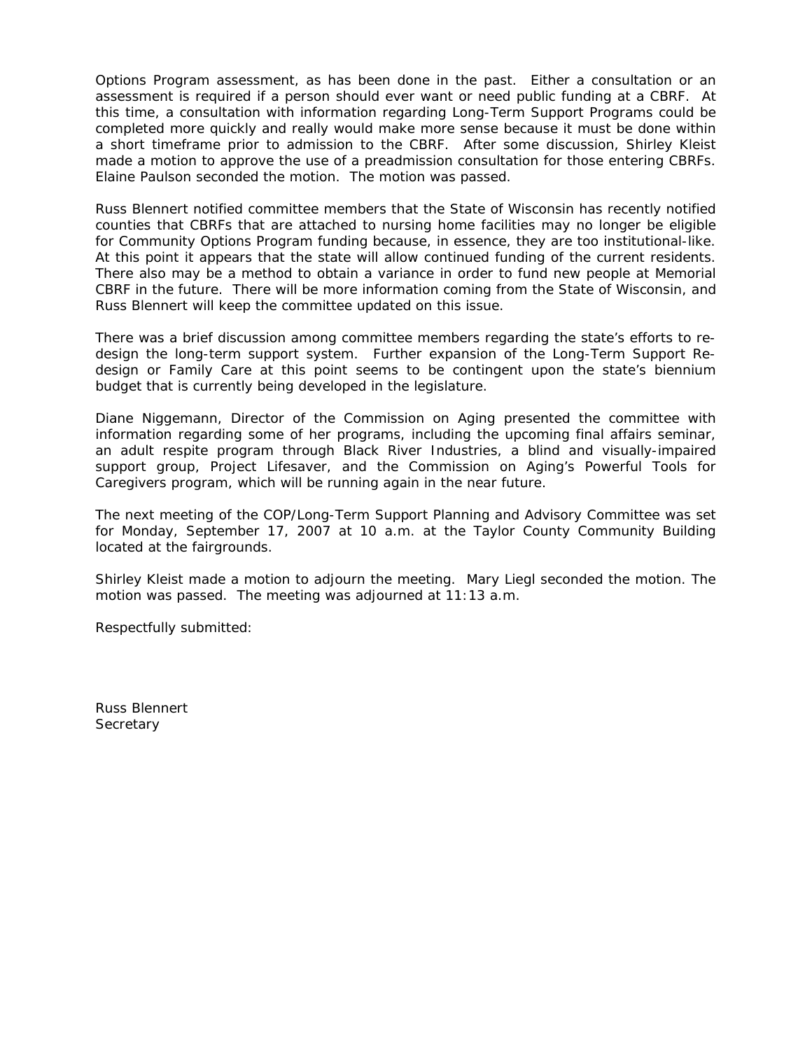Options Program assessment, as has been done in the past. Either a consultation or an assessment is required if a person should ever want or need public funding at a CBRF. At this time, a consultation with information regarding Long-Term Support Programs could be completed more quickly and really would make more sense because it must be done within a short timeframe prior to admission to the CBRF. After some discussion, Shirley Kleist made a motion to approve the use of a preadmission consultation for those entering CBRFs. Elaine Paulson seconded the motion. The motion was passed.

Russ Blennert notified committee members that the State of Wisconsin has recently notified counties that CBRFs that are attached to nursing home facilities may no longer be eligible for Community Options Program funding because, in essence, they are too institutional-like. At this point it appears that the state will allow continued funding of the current residents. There also may be a method to obtain a variance in order to fund new people at Memorial CBRF in the future. There will be more information coming from the State of Wisconsin, and Russ Blennert will keep the committee updated on this issue.

There was a brief discussion among committee members regarding the state's efforts to re-design the long-term support system. Further expansion of the Long-Term Support Re-design or Family Care at this point seems to be contingent upon the state's biennium budget that is currently being developed in the legislature.

Diane Niggemann, Director of the Commission on Aging presented the committee with information regarding some of her programs, including the upcoming final affairs seminar, an adult respite program through Black River Industries, a blind and visually-impaired support group, Project Lifesaver, and the Commission on Aging's Powerful Tools for Caregivers program, which will be running again in the near future.

The next meeting of the COP/Long-Term Support Planning and Advisory Committee was set for Monday, September 17, 2007 at 10 a.m. at the Taylor County Community Building located at the fairgrounds.

Shirley Kleist made a motion to adjourn the meeting. Mary Liegl seconded the motion. The motion was passed. The meeting was adjourned at 11:13 a.m.

Respectfully submitted:

Russ Blennert
Secretary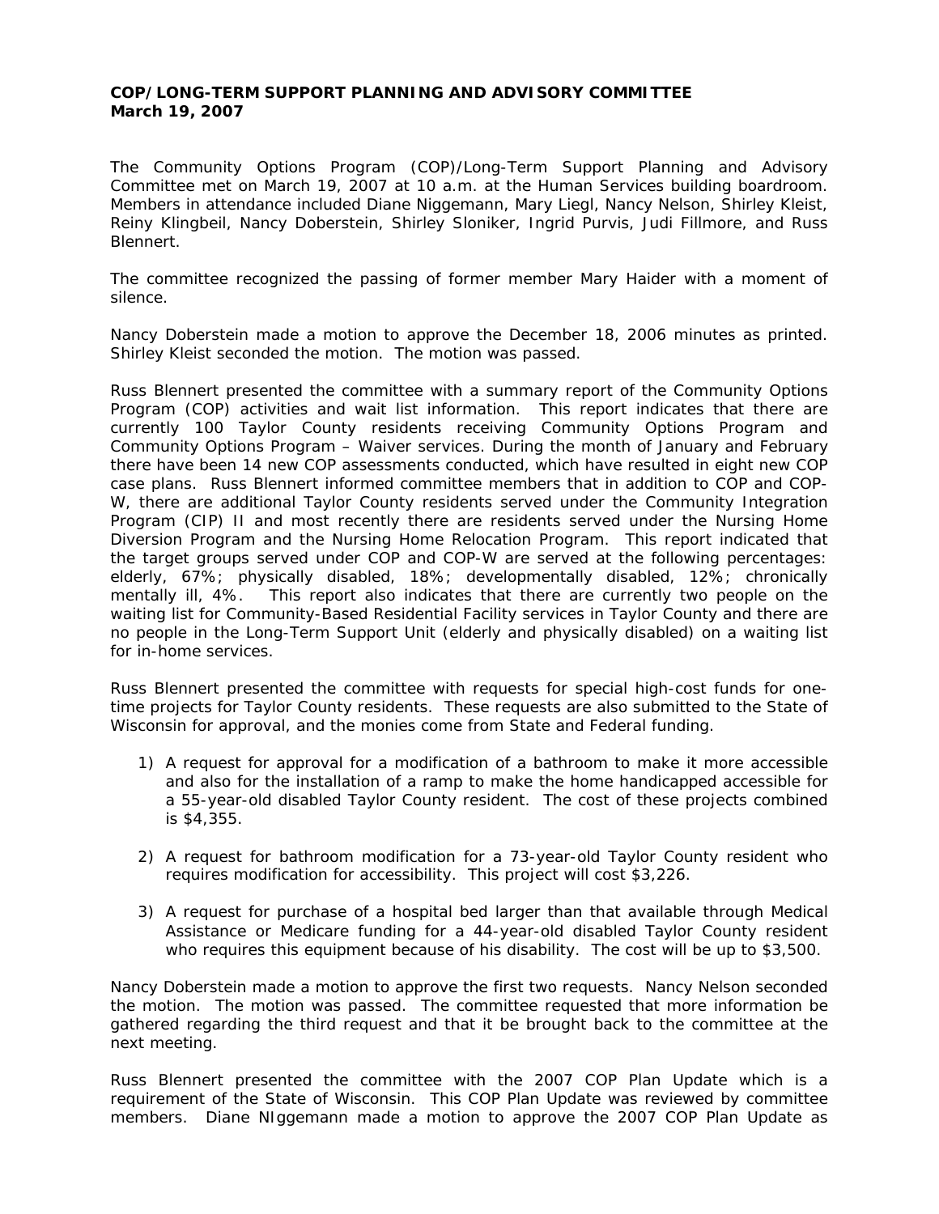**COP/LONG-TERM SUPPORT PLANNING AND ADVISORY COMMITTEE**
**March 19, 2007**

The Community Options Program (COP)/Long-Term Support Planning and Advisory Committee met on March 19, 2007 at 10 a.m. at the Human Services building boardroom. Members in attendance included Diane Niggemann, Mary Liegl, Nancy Nelson, Shirley Kleist, Reiny Klingbeil, Nancy Doberstein, Shirley Sloniker, Ingrid Purvis, Judi Fillmore, and Russ Blennert.

The committee recognized the passing of former member Mary Haider with a moment of silence.

Nancy Doberstein made a motion to approve the December 18, 2006 minutes as printed. Shirley Kleist seconded the motion. The motion was passed.

Russ Blennert presented the committee with a summary report of the Community Options Program (COP) activities and wait list information. This report indicates that there are currently 100 Taylor County residents receiving Community Options Program and Community Options Program – Waiver services. During the month of January and February there have been 14 new COP assessments conducted, which have resulted in eight new COP case plans. Russ Blennert informed committee members that in addition to COP and COP-W, there are additional Taylor County residents served under the Community Integration Program (CIP) II and most recently there are residents served under the Nursing Home Diversion Program and the Nursing Home Relocation Program. This report indicated that the target groups served under COP and COP-W are served at the following percentages: elderly, 67%; physically disabled, 18%; developmentally disabled, 12%; chronically mentally ill, 4%. This report also indicates that there are currently two people on the waiting list for Community-Based Residential Facility services in Taylor County and there are no people in the Long-Term Support Unit (elderly and physically disabled) on a waiting list for in-home services.

Russ Blennert presented the committee with requests for special high-cost funds for one-time projects for Taylor County residents. These requests are also submitted to the State of Wisconsin for approval, and the monies come from State and Federal funding.

1) A request for approval for a modification of a bathroom to make it more accessible and also for the installation of a ramp to make the home handicapped accessible for a 55-year-old disabled Taylor County resident. The cost of these projects combined is $4,355.

2) A request for bathroom modification for a 73-year-old Taylor County resident who requires modification for accessibility. This project will cost $3,226.

3) A request for purchase of a hospital bed larger than that available through Medical Assistance or Medicare funding for a 44-year-old disabled Taylor County resident who requires this equipment because of his disability. The cost will be up to $3,500.

Nancy Doberstein made a motion to approve the first two requests. Nancy Nelson seconded the motion. The motion was passed. The committee requested that more information be gathered regarding the third request and that it be brought back to the committee at the next meeting.

Russ Blennert presented the committee with the 2007 COP Plan Update which is a requirement of the State of Wisconsin. This COP Plan Update was reviewed by committee members. Diane NIggemann made a motion to approve the 2007 COP Plan Update as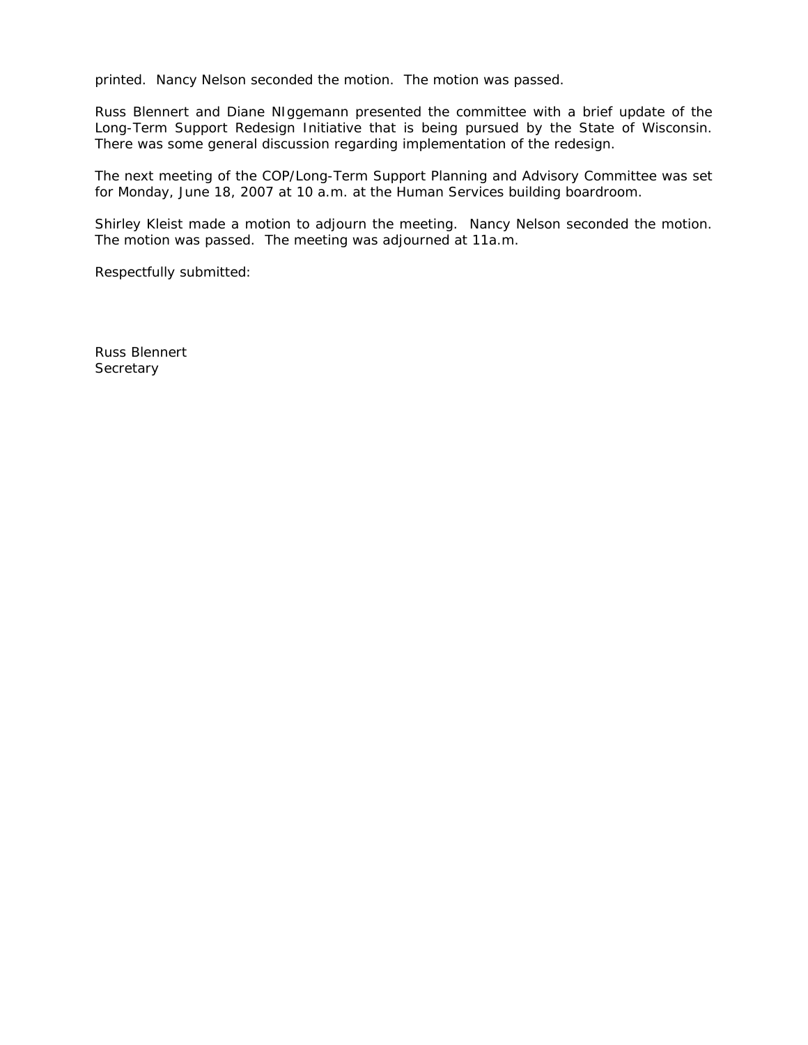printed. Nancy Nelson seconded the motion. The motion was passed.

Russ Blennert and Diane NIggemann presented the committee with a brief update of the Long-Term Support Redesign Initiative that is being pursued by the State of Wisconsin. There was some general discussion regarding implementation of the redesign.

The next meeting of the COP/Long-Term Support Planning and Advisory Committee was set for Monday, June 18, 2007 at 10 a.m. at the Human Services building boardroom.

Shirley Kleist made a motion to adjourn the meeting. Nancy Nelson seconded the motion. The motion was passed. The meeting was adjourned at 11a.m.

Respectfully submitted:

Russ Blennert
Secretary